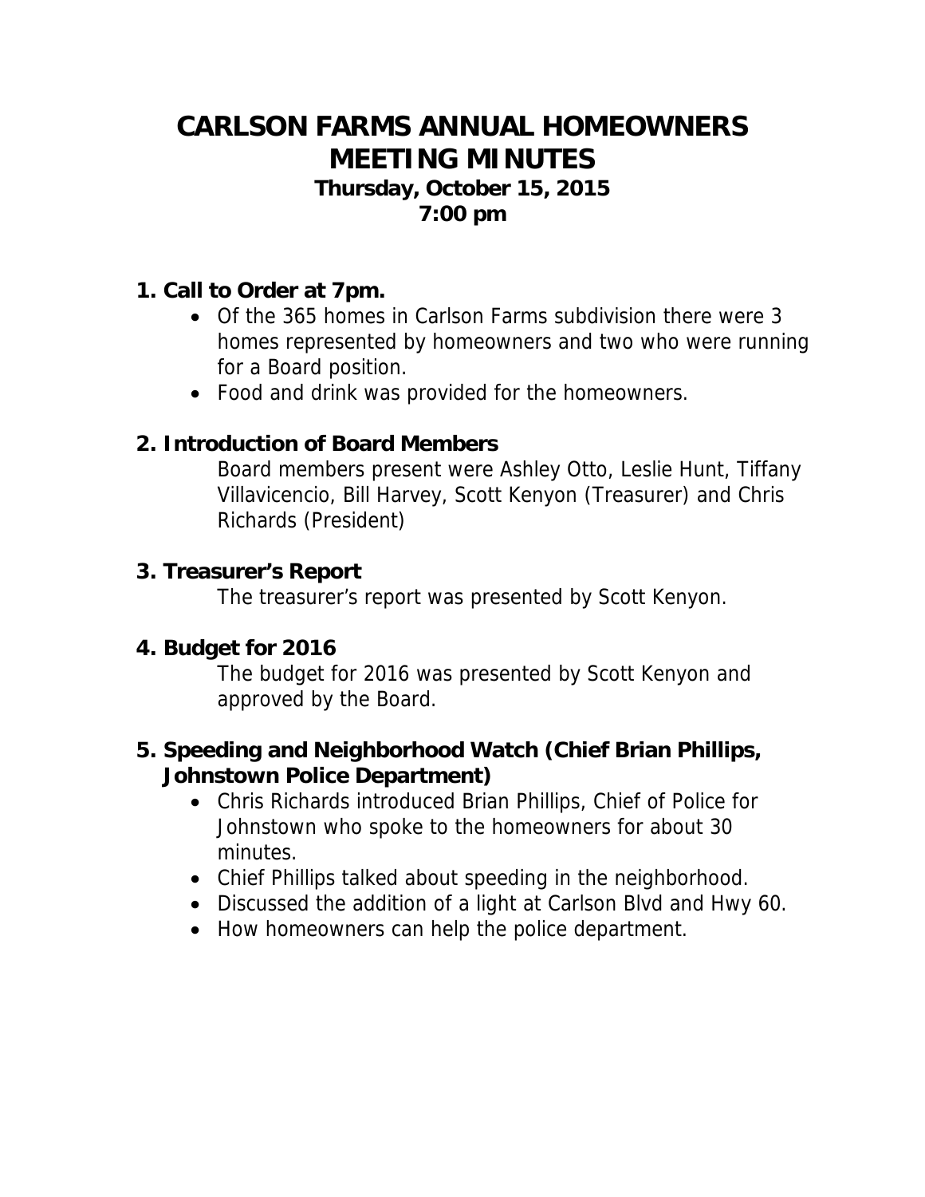# CARLSON FARMS ANNUAL HOMEOWNERS MEETING MINUTES

**Thursday, October 15, 2015**
**7:00 pm**

## 1. Call to Order at 7pm.

- Of the 365 homes in Carlson Farms subdivision there were 3 homes represented by homeowners and two who were running for a Board position.
- Food and drink was provided for the homeowners.

## 2. Introduction of Board Members

Board members present were Ashley Otto, Leslie Hunt, Tiffany Villavicencio, Bill Harvey, Scott Kenyon (Treasurer) and Chris Richards (President)

## 3. Treasurer's Report

The treasurer's report was presented by Scott Kenyon.

## 4. Budget for 2016

The budget for 2016 was presented by Scott Kenyon and approved by the Board.

## 5. Speeding and Neighborhood Watch (Chief Brian Phillips, Johnstown Police Department)

- Chris Richards introduced Brian Phillips, Chief of Police for Johnstown who spoke to the homeowners for about 30 minutes.
- Chief Phillips talked about speeding in the neighborhood.
- Discussed the addition of a light at Carlson Blvd and Hwy 60.
- How homeowners can help the police department.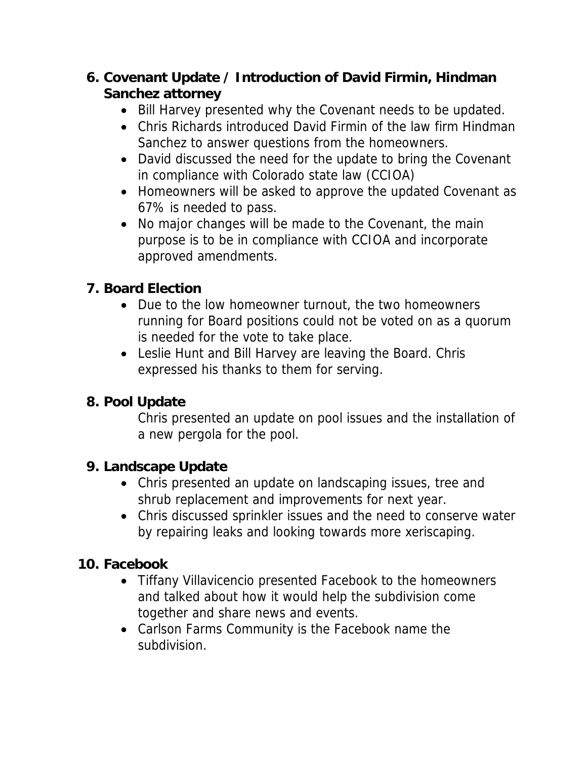6. **Covenant Update / Introduction of David Firmin, Hindman Sanchez attorney**
    - Bill Harvey presented why the Covenant needs to be updated.
    - Chris Richards introduced David Firmin of the law firm Hindman Sanchez to answer questions from the homeowners.
    - David discussed the need for the update to bring the Covenant in compliance with Colorado state law (CCIOA)
    - Homeowners will be asked to approve the updated Covenant as 67% is needed to pass.
    - No major changes will be made to the Covenant, the main purpose is to be in compliance with CCIOA and incorporate approved amendments.

7. **Board Election**
    - Due to the low homeowner turnout, the two homeowners running for Board positions could not be voted on as a quorum is needed for the vote to take place.
    - Leslie Hunt and Bill Harvey are leaving the Board. Chris expressed his thanks to them for serving.

8. **Pool Update**

    Chris presented an update on pool issues and the installation of a new pergola for the pool.

9. **Landscape Update**
    - Chris presented an update on landscaping issues, tree and shrub replacement and improvements for next year.
    - Chris discussed sprinkler issues and the need to conserve water by repairing leaks and looking towards more xeriscaping.

10. **Facebook**
    - Tiffany Villavicencio presented Facebook to the homeowners and talked about how it would help the subdivision come together and share news and events.
    - Carlson Farms Community is the Facebook name the subdivision.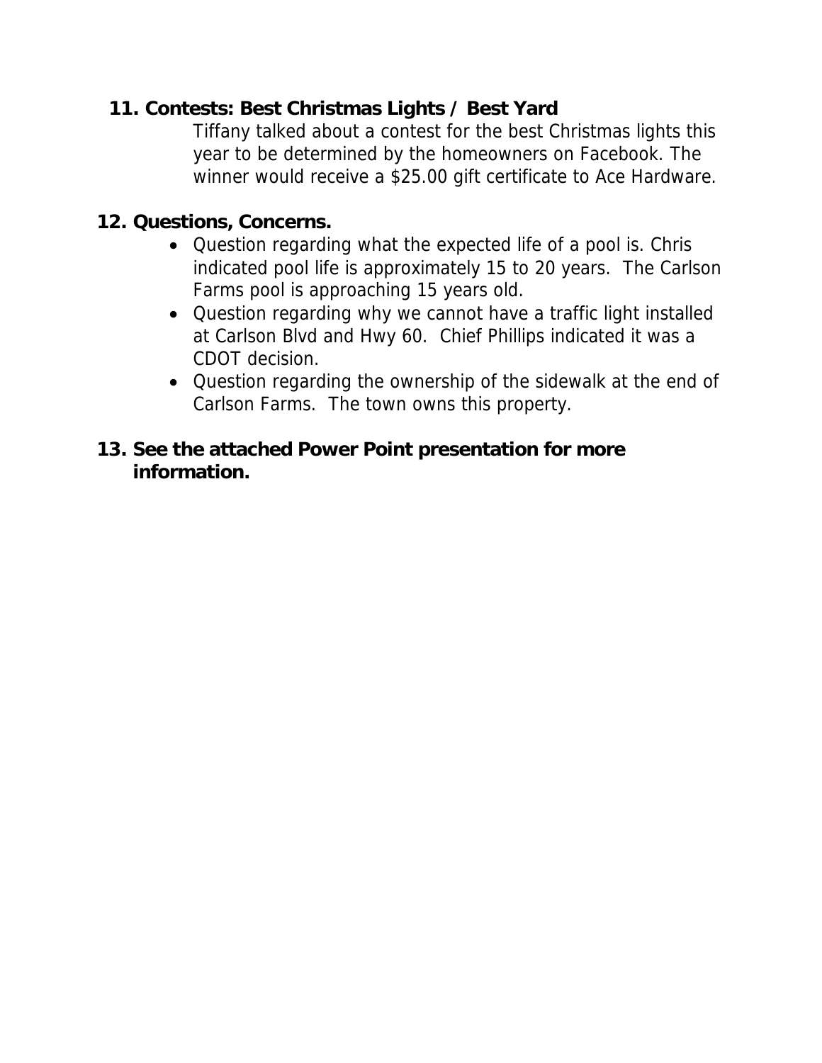**11. Contests: Best Christmas Lights / Best Yard**

Tiffany talked about a contest for the best Christmas lights this year to be determined by the homeowners on Facebook. The winner would receive a $25.00 gift certificate to Ace Hardware.

**12. Questions, Concerns.**

- Question regarding what the expected life of a pool is. Chris indicated pool life is approximately 15 to 20 years. The Carlson Farms pool is approaching 15 years old.
- Question regarding why we cannot have a traffic light installed at Carlson Blvd and Hwy 60. Chief Phillips indicated it was a CDOT decision.
- Question regarding the ownership of the sidewalk at the end of Carlson Farms. The town owns this property.

**13. See the attached Power Point presentation for more information.**